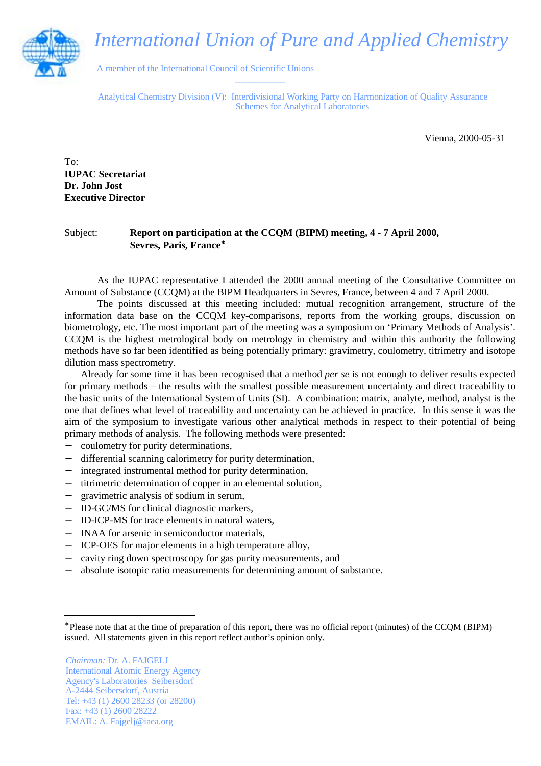# International Union of Pure and Applied Chemistry

A member of the International Council of Scientific Unions

Analytical Chemistry Division (V): Interdivisional Working Party on Harmonization of Quality Assurance Schemes for Analytical Laboratories

Vienna, 2000-05-31

To:
**IUPAC Secretariat**
**Dr. John Jost**
**Executive Director**

Subject: **Report on participation at the CCQM (BIPM) meeting, 4 - 7 April 2000, Sevres, Paris, France***

As the IUPAC representative I attended the 2000 annual meeting of the Consultative Committee on Amount of Substance (CCQM) at the BIPM Headquarters in Sevres, France, between 4 and 7 April 2000.

The points discussed at this meeting included: mutual recognition arrangement, structure of the information data base on the CCQM key-comparisons, reports from the working groups, discussion on biometrology, etc. The most important part of the meeting was a symposium on 'Primary Methods of Analysis'. CCQM is the highest metrological body on metrology in chemistry and within this authority the following methods have so far been identified as being potentially primary: gravimetry, coulometry, titrimetry and isotope dilution mass spectrometry.

Already for some time it has been recognised that a method *per se* is not enough to deliver results expected for primary methods – the results with the smallest possible measurement uncertainty and direct traceability to the basic units of the International System of Units (SI). A combination: matrix, analyte, method, analyst is the one that defines what level of traceability and uncertainty can be achieved in practice. In this sense it was the aim of the symposium to investigate various other analytical methods in respect to their potential of being primary methods of analysis. The following methods were presented:

- coulometry for purity determinations,
- differential scanning calorimetry for purity determination,
- integrated instrumental method for purity determination,
- titrimetric determination of copper in an elemental solution,
- gravimetric analysis of sodium in serum,
- ID-GC/MS for clinical diagnostic markers,
- ID-ICP-MS for trace elements in natural waters,
- INAA for arsenic in semiconductor materials,
- ICP-OES for major elements in a high temperature alloy,
- cavity ring down spectroscopy for gas purity measurements, and
- absolute isotopic ratio measurements for determining amount of substance.

---

*Please note that at the time of preparation of this report, there was no official report (minutes) of the CCQM (BIPM) issued. All statements given in this report reflect author's opinion only.

*Chairman:* Dr. A. FAJGELJ
International Atomic Energy Agency
Agency's Laboratories Seibersdorf
A-2444 Seibersdorf, Austria
Tel: +43 (1) 2600 28233 (or 28200)
Fax: +43 (1) 2600 28222
EMAIL: A. Fajgelj@iaea.org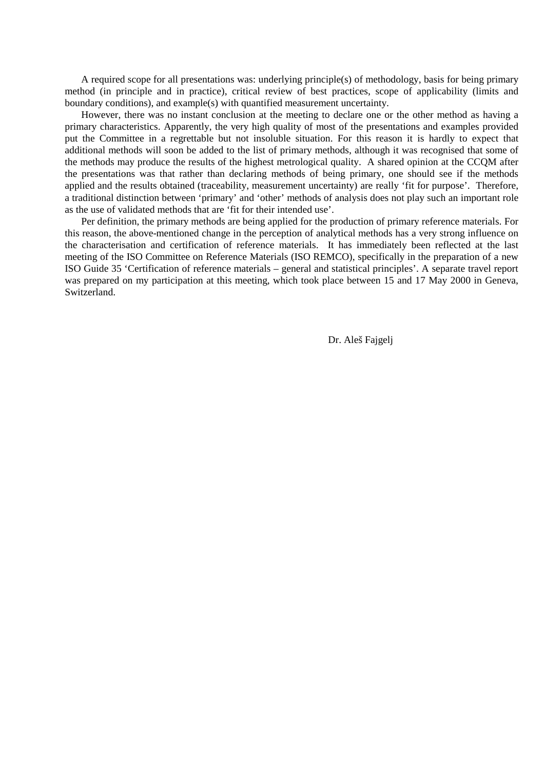A required scope for all presentations was: underlying principle(s) of methodology, basis for being primary method (in principle and in practice), critical review of best practices, scope of applicability (limits and boundary conditions), and example(s) with quantified measurement uncertainty.

However, there was no instant conclusion at the meeting to declare one or the other method as having a primary characteristics. Apparently, the very high quality of most of the presentations and examples provided put the Committee in a regrettable but not insoluble situation. For this reason it is hardly to expect that additional methods will soon be added to the list of primary methods, although it was recognised that some of the methods may produce the results of the highest metrological quality. A shared opinion at the CCQM after the presentations was that rather than declaring methods of being primary, one should see if the methods applied and the results obtained (traceability, measurement uncertainty) are really 'fit for purpose'. Therefore, a traditional distinction between 'primary' and 'other' methods of analysis does not play such an important role as the use of validated methods that are 'fit for their intended use'.

Per definition, the primary methods are being applied for the production of primary reference materials. For this reason, the above-mentioned change in the perception of analytical methods has a very strong influence on the characterisation and certification of reference materials. It has immediately been reflected at the last meeting of the ISO Committee on Reference Materials (ISO REMCO), specifically in the preparation of a new ISO Guide 35 'Certification of reference materials – general and statistical principles'. A separate travel report was prepared on my participation at this meeting, which took place between 15 and 17 May 2000 in Geneva, Switzerland.

Dr. Aleš Fajgelj